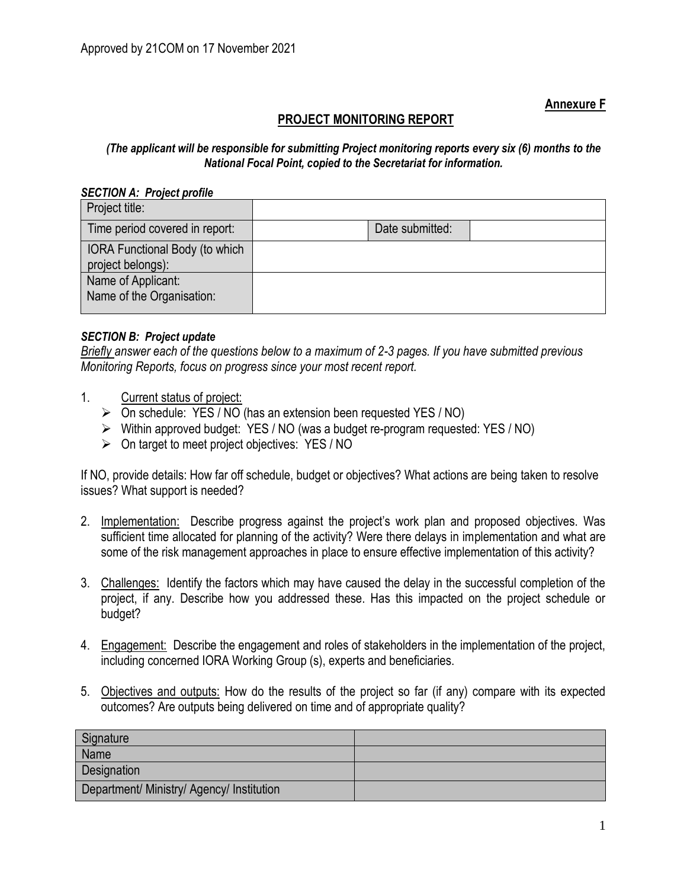Approved by 21COM on 17 November 2021

**Annexure F**

## PROJECT MONITORING REPORT

***(The applicant will be responsible for submitting Project monitoring reports every six (6) months to the National Focal Point, copied to the Secretariat for information.***

***SECTION A: Project profile***

| Project title: | | | |
|---|---|---|---|
| Time period covered in report: | | Date submitted: | |
| IORA Functional Body (to which project belongs): | | | |
| Name of Applicant:<br>Name of the Organisation: | | | |

***SECTION B: Project update***

*Briefly answer each of the questions below to a maximum of 2-3 pages. If you have submitted previous Monitoring Reports, focus on progress since your most recent report.*

1. Current status of project:
   - On schedule: YES / NO (has an extension been requested YES / NO)
   - Within approved budget: YES / NO (was a budget re-program requested: YES / NO)
   - On target to meet project objectives: YES / NO

If NO, provide details: How far off schedule, budget or objectives? What actions are being taken to resolve issues? What support is needed?

2. Implementation: Describe progress against the project's work plan and proposed objectives. Was sufficient time allocated for planning of the activity? Were there delays in implementation and what are some of the risk management approaches in place to ensure effective implementation of this activity?

3. Challenges: Identify the factors which may have caused the delay in the successful completion of the project, if any. Describe how you addressed these. Has this impacted on the project schedule or budget?

4. Engagement: Describe the engagement and roles of stakeholders in the implementation of the project, including concerned IORA Working Group (s), experts and beneficiaries.

5. Objectives and outputs: How do the results of the project so far (if any) compare with its expected outcomes? Are outputs being delivered on time and of appropriate quality?

| Signature | |
|---|---|
| Name | |
| Designation | |
| Department/ Ministry/ Agency/ Institution | |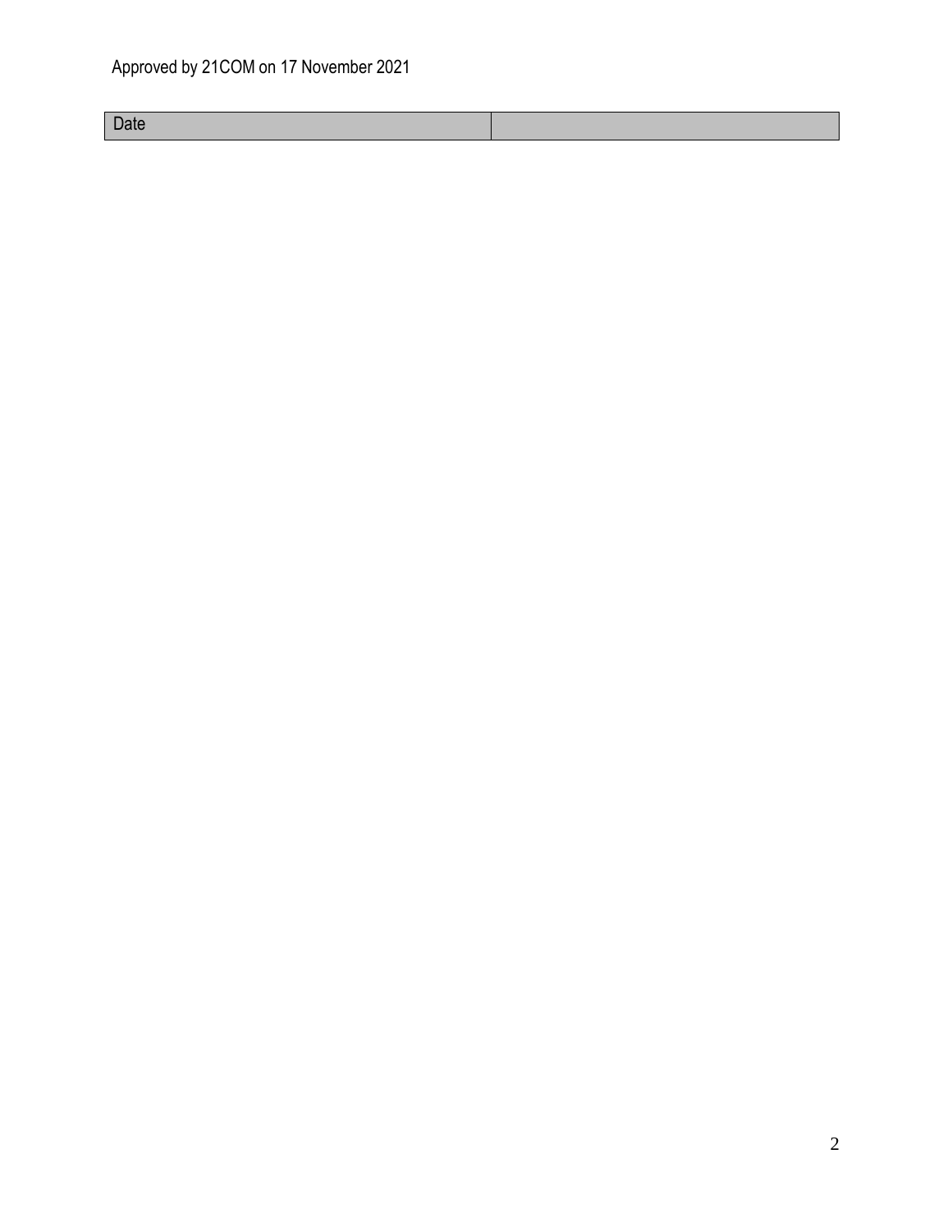Approved by 21COM on 17 November 2021

| Date | |
|---|---|